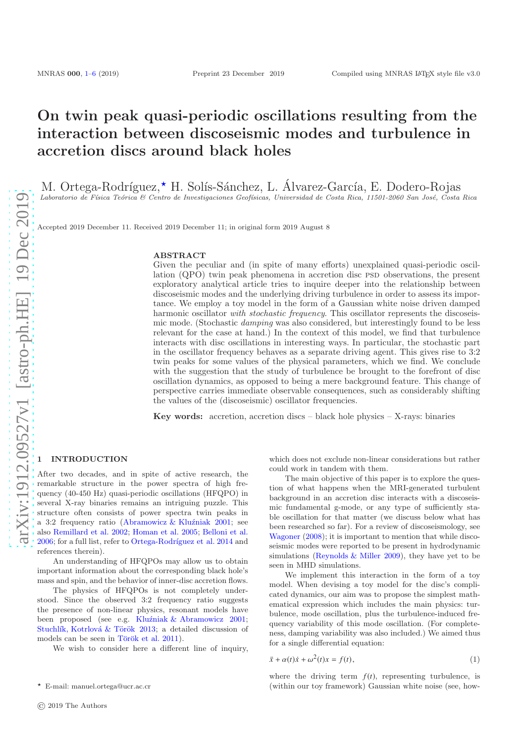# On twin peak quasi-periodic oscillations resulting from the interaction between discoseismic modes and turbulence in accretion discs around black holes

M. Ortega-Rodríguez,* H. Solís-Sánchez, L. Álvarez-García, E. Dodero-Rojas

*Laboratorio de Física Teórica & Centro de Investigaciones Geofísicas, Universidad de Costa Rica, 11501-2060 San José, Costa Rica*

Accepted 2019 December 11. Received 2019 December 11; in original form 2019 August 8

## ABSTRACT

Given the peculiar and (in spite of many efforts) unexplained quasi-periodic oscillation (QPO) twin peak phenomena in accretion disc PSD observations, the present exploratory analytical article tries to inquire deeper into the relationship between discoseismic modes and the underlying driving turbulence in order to assess its importance. We employ a toy model in the form of a Gaussian white noise driven damped harmonic oscillator *with stochastic frequency*. This oscillator represents the discoseismic mode. (Stochastic *damping* was also considered, but interestingly found to be less relevant for the case at hand.) In the context of this model, we find that turbulence interacts with disc oscillations in interesting ways. In particular, the stochastic part in the oscillator frequency behaves as a separate driving agent. This gives rise to 3:2 twin peaks for some values of the physical parameters, which we find. We conclude with the suggestion that the study of turbulence be brought to the forefront of disc oscillation dynamics, as opposed to being a mere background feature. This change of perspective carries immediate observable consequences, such as considerably shifting the values of the (discoseismic) oscillator frequencies.

**Key words:** accretion, accretion discs – black hole physics – X-rays: binaries

## 1 INTRODUCTION

After two decades, and in spite of active research, the remarkable structure in the power spectra of high frequency (40-450 Hz) quasi-periodic oscillations (HFQPO) in several X-ray binaries remains an intriguing puzzle. This structure often consists of power spectra twin peaks in a 3:2 frequency ratio (Abramowicz & Kluźniak 2001; see also Remillard et al. 2002; Homan et al. 2005; Belloni et al. 2006; for a full list, refer to Ortega-Rodríguez et al. 2014 and references therein).

An understanding of HFQPOs may allow us to obtain important information about the corresponding black hole's mass and spin, and the behavior of inner-disc accretion flows.

The physics of HFQPOs is not completely understood. Since the observed 3:2 frequency ratio suggests the presence of non-linear physics, resonant models have been proposed (see e.g. Kluźniak & Abramowicz 2001; Stuchlík, Kotrlová & Török 2013; a detailed discussion of models can be seen in Török et al. 2011).

We wish to consider here a different line of inquiry, which does not exclude non-linear considerations but rather could work in tandem with them.

The main objective of this paper is to explore the question of what happens when the MRI-generated turbulent background in an accretion disc interacts with a discoseismic fundamental g-mode, or any type of sufficiently stable oscillation for that matter (we discuss below what has been researched so far). For a review of discoseismology, see Wagoner (2008); it is important to mention that while discoseismic modes were reported to be present in hydrodynamic simulations (Reynolds & Miller 2009), they have yet to be seen in MHD simulations.

We implement this interaction in the form of a toy model. When devising a toy model for the disc's complicated dynamics, our aim was to propose the simplest mathematical expression which includes the main physics: turbulence, mode oscillation, plus the turbulence-induced frequency variability of this mode oscillation. (For completeness, damping variability was also included.) We aimed thus for a single differential equation:

$$\ddot{x} + \alpha(t)\dot{x} + \omega^2(t)x = f(t), \tag{1}$$

where the driving term $f(t)$, representing turbulence, is (within our toy framework) Gaussian white noise (see, how-

* E-mail: manuel.ortega@ucr.ac.cr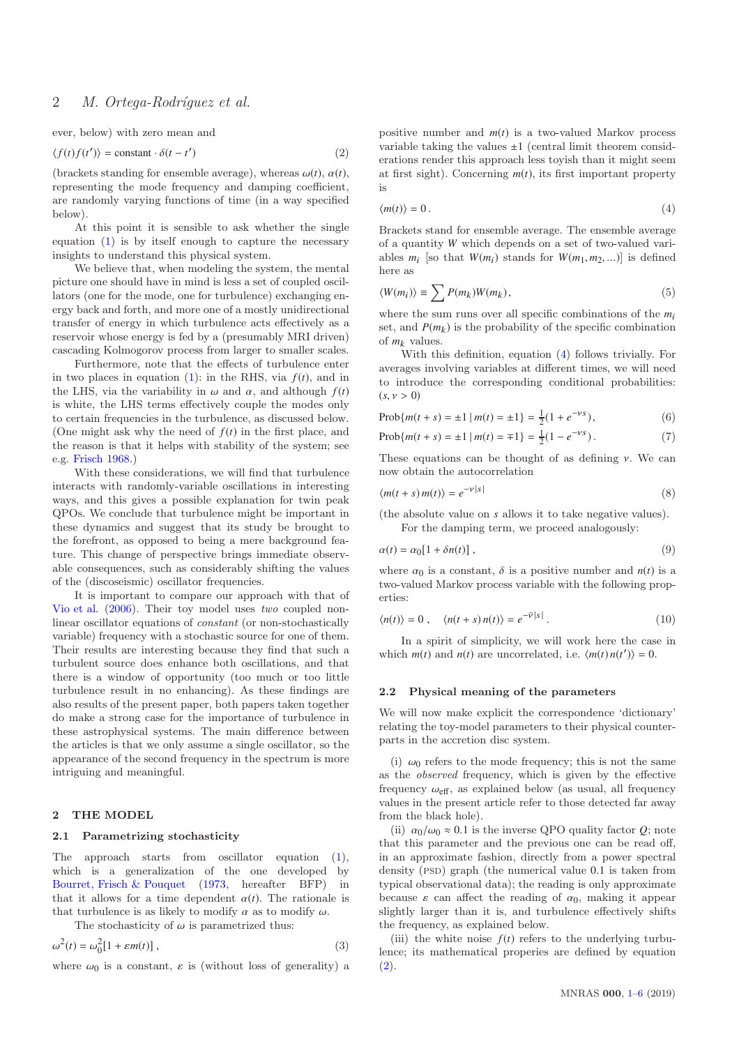ever, below) with zero mean and

$$\langle f(t) f(t') \rangle = \text{constant} \cdot \delta(t - t') \tag{2}$$

(brackets standing for ensemble average), whereas $\omega(t)$, $\alpha(t)$, representing the mode frequency and damping coefficient, are randomly varying functions of time (in a way specified below).

At this point it is sensible to ask whether the single equation (1) is by itself enough to capture the necessary insights to understand this physical system.

We believe that, when modeling the system, the mental picture one should have in mind is less a set of coupled oscillators (one for the mode, one for turbulence) exchanging energy back and forth, and more one of a mostly unidirectional transfer of energy in which turbulence acts effectively as a reservoir whose energy is fed by a (presumably MRI driven) cascading Kolmogorov process from larger to smaller scales.

Furthermore, note that the effects of turbulence enter in two places in equation (1): in the RHS, via $f(t)$, and in the LHS, via the variability in $\omega$ and $\alpha$, and although $f(t)$ is white, the LHS terms effectively couple the modes only to certain frequencies in the turbulence, as discussed below. (One might ask why the need of $f(t)$ in the first place, and the reason is that it helps with stability of the system; see e.g. Frisch 1968.)

With these considerations, we will find that turbulence interacts with randomly-variable oscillations in interesting ways, and this gives a possible explanation for twin peak QPOs. We conclude that turbulence might be important in these dynamics and suggest that its study be brought to the forefront, as opposed to being a mere background feature. This change of perspective brings immediate observable consequences, such as considerably shifting the values of the (discoseismic) oscillator frequencies.

It is important to compare our approach with that of Vio et al. (2006). Their toy model uses *two* coupled nonlinear oscillator equations of *constant* (or non-stochastically variable) frequency with a stochastic source for one of them. Their results are interesting because they find that such a turbulent source does enhance both oscillations, and that there is a window of opportunity (too much or too little turbulence result in no enhancing). As these findings are also results of the present paper, both papers taken together do make a strong case for the importance of turbulence in these astrophysical systems. The main difference between the articles is that we only assume a single oscillator, so the appearance of the second frequency in the spectrum is more intriguing and meaningful.

## 2 THE MODEL

### 2.1 Parametrizing stochasticity

The approach starts from oscillator equation (1), which is a generalization of the one developed by Bourret, Frisch & Pouquet (1973, hereafter BFP) in that it allows for a time dependent $\alpha(t)$. The rationale is that turbulence is as likely to modify $\alpha$ as to modify $\omega$.

The stochasticity of $\omega$ is parametrized thus:

$$\omega^2(t) = \omega_0^2 [1 + \varepsilon m(t)] , \tag{3}$$

where $\omega_0$ is a constant, $\varepsilon$ is (without loss of generality) a positive number and $m(t)$ is a two-valued Markov process variable taking the values $\pm 1$ (central limit theorem considerations render this approach less toyish than it might seem at first sight). Concerning $m(t)$, its first important property is

$$\langle m(t) \rangle = 0 . \tag{4}$$

Brackets stand for ensemble average. The ensemble average of a quantity $W$ which depends on a set of two-valued variables $m_i$ [so that $W(m_i)$ stands for $W(m_1, m_2, ...)$] is defined here as

$$\langle W(m_i) \rangle \equiv \sum P(m_k) W(m_k) , \tag{5}$$

where the sum runs over all specific combinations of the $m_i$ set, and $P(m_k)$ is the probability of the specific combination of $m_k$ values.

With this definition, equation (4) follows trivially. For averages involving variables at different times, we will need to introduce the corresponding conditional probabilities: $(s, \nu > 0)$

$$\text{Prob}\{m(t + s) = \pm 1 \,|\, m(t) = \pm 1\} = \tfrac{1}{2}(1 + e^{-\nu s}) , \tag{6}$$

$$\text{Prob}\{m(t + s) = \pm 1 \,|\, m(t) = \mp 1\} = \tfrac{1}{2}(1 - e^{-\nu s}) . \tag{7}$$

These equations can be thought of as defining $\nu$. We can now obtain the autocorrelation

$$\langle m(t + s)\, m(t) \rangle = e^{-\nu |s|} \tag{8}$$

(the absolute value on $s$ allows it to take negative values).

For the damping term, we proceed analogously:

$$\alpha(t) = \alpha_0 [1 + \delta n(t)] , \tag{9}$$

where $\alpha_0$ is a constant, $\delta$ is a positive number and $n(t)$ is a two-valued Markov process variable with the following properties:

$$\langle n(t) \rangle = 0 , \quad \langle n(t + s)\, n(t) \rangle = e^{-\tilde{\nu} |s|} . \tag{10}$$

In a spirit of simplicity, we will work here the case in which $m(t)$ and $n(t)$ are uncorrelated, i.e. $\langle m(t)\, n(t') \rangle = 0$.

### 2.2 Physical meaning of the parameters

We will now make explicit the correspondence 'dictionary' relating the toy-model parameters to their physical counterparts in the accretion disc system.

(i) $\omega_0$ refers to the mode frequency; this is not the same as the *observed* frequency, which is given by the effective frequency $\omega_{\rm eff}$, as explained below (as usual, all frequency values in the present article refer to those detected far away from the black hole).

(ii) $\alpha_0 / \omega_0 \approx 0.1$ is the inverse QPO quality factor $Q$; note that this parameter and the previous one can be read off, in an approximate fashion, directly from a power spectral density (PSD) graph (the numerical value 0.1 is taken from typical observational data); the reading is only approximate because $\varepsilon$ can affect the reading of $\alpha_0$, making it appear slightly larger than it is, and turbulence effectively shifts the frequency, as explained below.

(iii) the white noise $f(t)$ refers to the underlying turbulence; its mathematical properies are defined by equation (2).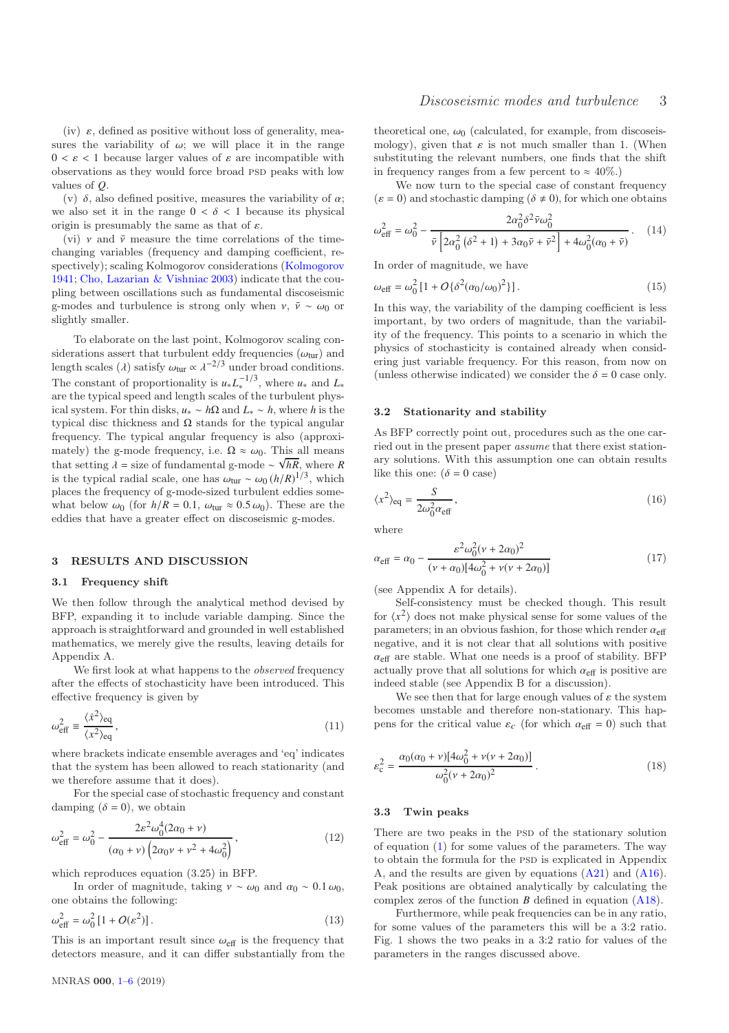(iv) $\varepsilon$, defined as positive without loss of generality, measures the variability of $\omega$; we will place it in the range $0 < \varepsilon < 1$ because larger values of $\varepsilon$ are incompatible with observations as they would force broad PSD peaks with low values of $Q$.

(v) $\delta$, also defined positive, measures the variability of $\alpha$; we also set it in the range $0 < \delta < 1$ because its physical origin is presumably the same as that of $\varepsilon$.

(vi) $\nu$ and $\bar{\nu}$ measure the time correlations of the time-changing variables (frequency and damping coefficient, respectively); scaling Kolmogorov considerations (Kolmogorov 1941; Cho, Lazarian & Vishniac 2003) indicate that the coupling between oscillations such as fundamental discoseismic g-modes and turbulence is strong only when $\nu$, $\bar{\nu} \sim \omega_0$ or slightly smaller.

To elaborate on the last point, Kolmogorov scaling considerations assert that turbulent eddy frequencies ($\omega_{\rm tur}$) and length scales ($\lambda$) satisfy $\omega_{\rm tur} \propto \lambda^{-2/3}$ under broad conditions. The constant of proportionality is $u_* L_*^{-1/3}$, where $u_*$ and $L_*$ are the typical speed and length scales of the turbulent physical system. For thin disks, $u_* \sim h\Omega$ and $L_* \sim h$, where $h$ is the typical disc thickness and $\Omega$ stands for the typical angular frequency. The typical angular frequency is also (approximately) the g-mode frequency, i.e. $\Omega \approx \omega_0$. This all means that setting $\lambda$ = size of fundamental g-mode $\sim \sqrt{hR}$, where $R$ is the typical radial scale, one has $\omega_{\rm tur} \sim \omega_0 \, (h/R)^{1/3}$, which places the frequency of g-mode-sized turbulent eddies somewhat below $\omega_0$ (for $h/R = 0.1$, $\omega_{\rm tur} \approx 0.5\, \omega_0$). These are the eddies that have a greater effect on discoseismic g-modes.

## 3 RESULTS AND DISCUSSION

### 3.1 Frequency shift

We then follow through the analytical method devised by BFP, expanding it to include variable damping. Since the approach is straightforward and grounded in well established mathematics, we merely give the results, leaving details for Appendix A.

We first look at what happens to the *observed* frequency after the effects of stochasticity have been introduced. This effective frequency is given by

$$\omega_{\rm eff}^2 \equiv \frac{\langle \dot{x}^2 \rangle_{\rm eq}}{\langle x^2 \rangle_{\rm eq}}, \tag{11}$$

where brackets indicate ensemble averages and 'eq' indicates that the system has been allowed to reach stationarity (and we therefore assume that it does).

For the special case of stochastic frequency and constant damping ($\delta = 0$), we obtain

$$\omega_{\rm eff}^2 = \omega_0^2 - \frac{2\varepsilon^2 \omega_0^4 (2\alpha_0 + \nu)}{(\alpha_0 + \nu)\left(2\alpha_0 \nu + \nu^2 + 4\omega_0^2\right)}, \tag{12}$$

which reproduces equation (3.25) in BFP.

In order of magnitude, taking $\nu \sim \omega_0$ and $\alpha_0 \sim 0.1\, \omega_0$, one obtains the following:

$$\omega_{\rm eff}^2 = \omega_0^2 \left[1 + O(\varepsilon^2)\right]. \tag{13}$$

This is an important result since $\omega_{\rm eff}$ is the frequency that detectors measure, and it can differ substantially from the theoretical one, $\omega_0$ (calculated, for example, from discoseismology), given that $\varepsilon$ is not much smaller than 1. (When substituting the relevant numbers, one finds that the shift in frequency ranges from a few percent to $\approx 40\%$.)

We now turn to the special case of constant frequency ($\varepsilon = 0$) and stochastic damping ($\delta \neq 0$), for which one obtains

$$\omega_{\rm eff}^2 = \omega_0^2 - \frac{2\alpha_0^2 \delta^2 \bar{\nu} \omega_0^2}{\bar{\nu}\left[2\alpha_0^2\left(\delta^2 + 1\right) + 3\alpha_0 \bar{\nu} + \bar{\nu}^2\right] + 4\omega_0^2(\alpha_0 + \bar{\nu})}. \tag{14}$$

In order of magnitude, we have

$$\omega_{\rm eff} = \omega_0^2 \left[1 + O\{\delta^2 (\alpha_0/\omega_0)^2\}\right]. \tag{15}$$

In this way, the variability of the damping coefficient is less important, by two orders of magnitude, than the variability of the frequency. This points to a scenario in which the physics of stochasticity is contained already when considering just variable frequency. For this reason, from now on (unless otherwise indicated) we consider the $\delta = 0$ case only.

### 3.2 Stationarity and stability

As BFP correctly point out, procedures such as the one carried out in the present paper *assume* that there exist stationary solutions. With this assumption one can obtain results like this one: ($\delta = 0$ case)

$$\langle x^2 \rangle_{\rm eq} = \frac{S}{2\omega_0^2 \alpha_{\rm eff}}, \tag{16}$$

where

$$\alpha_{\rm eff} = \alpha_0 - \frac{\varepsilon^2 \omega_0^2 (\nu + 2\alpha_0)^2}{(\nu + \alpha_0)[4\omega_0^2 + \nu(\nu + 2\alpha_0)]} \tag{17}$$

(see Appendix A for details).

Self-consistency must be checked though. This result for $\langle x^2 \rangle$ does not make physical sense for some values of the parameters; in an obvious fashion, for those which render $\alpha_{\rm eff}$ negative, and it is not clear that all solutions with positive $\alpha_{\rm eff}$ are stable. What one needs is a proof of stability. BFP actually prove that all solutions for which $\alpha_{\rm eff}$ is positive are indeed stable (see Appendix B for a discussion).

We see then that for large enough values of $\varepsilon$ the system becomes unstable and therefore non-stationary. This happens for the critical value $\varepsilon_c$ (for which $\alpha_{\rm eff} = 0$) such that

$$\varepsilon_{\rm c}^2 = \frac{\alpha_0(\alpha_0 + \nu)[4\omega_0^2 + \nu(\nu + 2\alpha_0)]}{\omega_0^2(\nu + 2\alpha_0)^2}. \tag{18}$$

### 3.3 Twin peaks

There are two peaks in the PSD of the stationary solution of equation (1) for some values of the parameters. The way to obtain the formula for the PSD is explicated in Appendix A, and the results are given by equations (A21) and (A16). Peak positions are obtained analytically by calculating the complex zeros of the function $B$ defined in equation (A18).

Furthermore, while peak frequencies can be in any ratio, for some values of the parameters this will be a 3:2 ratio. Fig. 1 shows the two peaks in a 3:2 ratio for values of the parameters in the ranges discussed above.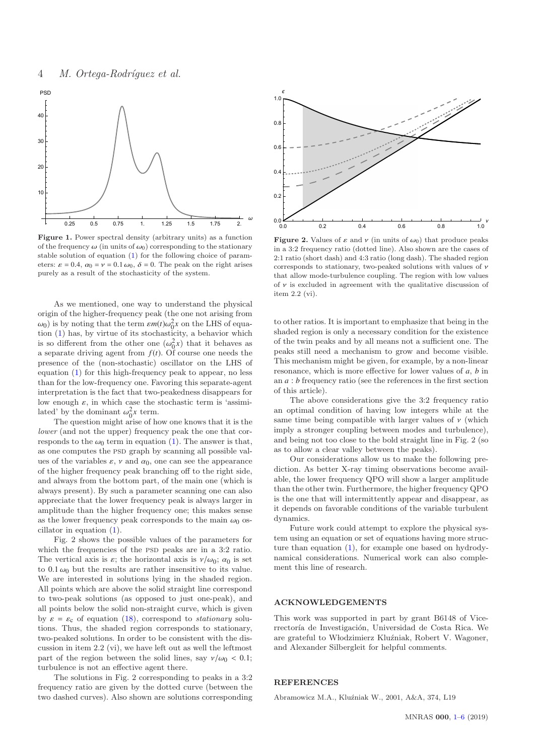**Figure 1.** Power spectral density (arbitrary units) as a function of the frequency $\omega$ (in units of $\omega_0$) corresponding to the stationary stable solution of equation (1) for the following choice of parameters: $\varepsilon = 0.4$, $\alpha_0 = \nu = 0.1\,\omega_0$, $\delta = 0$. The peak on the right arises purely as a result of the stochasticity of the system.

**Figure 2.** Values of $\varepsilon$ and $\nu$ (in units of $\omega_0$) that produce peaks in a 3:2 frequency ratio (dotted line). Also shown are the cases of 2:1 ratio (short dash) and 4:3 ratio (long dash). The shaded region corresponds to stationary, two-peaked solutions with values of $\nu$ that allow mode-turbulence coupling. The region with low values of $\nu$ is excluded in agreement with the qualitative discussion of item 2.2 (vi).

As we mentioned, one way to understand the physical origin of the higher-frequency peak (the one not arising from $\omega_0$) is by noting that the term $\varepsilon m(t)\omega_0^2 x$ on the LHS of equation (1) has, by virtue of its stochasticity, a behavior which is so different from the other one ($\omega_0^2 x$) that it behaves as a separate driving agent from $f(t)$. Of course one needs the presence of the (non-stochastic) oscillator on the LHS of equation (1) for this high-frequency peak to appear, no less than for the low-frequency one. Favoring this separate-agent interpretation is the fact that two-peakedness disappears for low enough $\varepsilon$, in which case the stochastic term is 'assimilated' by the dominant $\omega_0^2 x$ term.

The question might arise of how one knows that it is the *lower* (and not the upper) frequency peak the one that corresponds to the $\omega_0$ term in equation (1). The answer is that, as one computes the PSD graph by scanning all possible values of the variables $\varepsilon$, $\nu$ and $\alpha_0$, one can see the appearance of the higher frequency peak branching off to the right side, and always from the bottom part, of the main one (which is always present). By such a parameter scanning one can also appreciate that the lower frequency peak is always larger in amplitude than the higher frequency one; this makes sense as the lower frequency peak corresponds to the main $\omega_0$ oscillator in equation (1).

Fig. 2 shows the possible values of the parameters for which the frequencies of the PSD peaks are in a 3:2 ratio. The vertical axis is $\varepsilon$; the horizontal axis is $\nu/\omega_0$; $\alpha_0$ is set to $0.1\,\omega_0$ but the results are rather insensitive to its value. We are interested in solutions lying in the shaded region. All points which are above the solid straight line correspond to two-peak solutions (as opposed to just one-peak), and all points below the solid non-straight curve, which is given by $\varepsilon = \varepsilon_c$ of equation (18), correspond to *stationary* solutions. Thus, the shaded region corresponds to stationary, two-peaked solutions. In order to be consistent with the discussion in item 2.2 (vi), we have left out as well the leftmost part of the region between the solid lines, say $\nu/\omega_0 < 0.1$; turbulence is not an effective agent there.

The solutions in Fig. 2 corresponding to peaks in a 3:2 frequency ratio are given by the dotted curve (between the two dashed curves). Also shown are solutions corresponding to other ratios. It is important to emphasize that being in the shaded region is only a necessary condition for the existence of the twin peaks and by all means not a sufficient one. The peaks still need a mechanism to grow and become visible. This mechanism might be given, for example, by a non-linear resonance, which is more effective for lower values of $a$, $b$ in an $a : b$ frequency ratio (see the references in the first section of this article).

The above considerations give the 3:2 frequency ratio an optimal condition of having low integers while at the same time being compatible with larger values of $\nu$ (which imply a stronger coupling between modes and turbulence), and being not too close to the bold straight line in Fig. 2 (so as to allow a clear valley between the peaks).

Our considerations allow us to make the following prediction. As better X-ray timing observations become available, the lower frequency QPO will show a larger amplitude than the other twin. Furthermore, the higher frequency QPO is the one that will intermittently appear and disappear, as it depends on favorable conditions of the variable turbulent dynamics.

Future work could attempt to explore the physical system using an equation or set of equations having more structure than equation (1), for example one based on hydrodynamical considerations. Numerical work can also complement this line of research.

## ACKNOWLEDGEMENTS

This work was supported in part by grant B6148 of Vicerrectoría de Investigación, Universidad de Costa Rica. We are grateful to Włodzimierz Kluźniak, Robert V. Wagoner, and Alexander Silbergleit for helpful comments.

## REFERENCES

Abramowicz M.A., Kluźniak W., 2001, A&A, 374, L19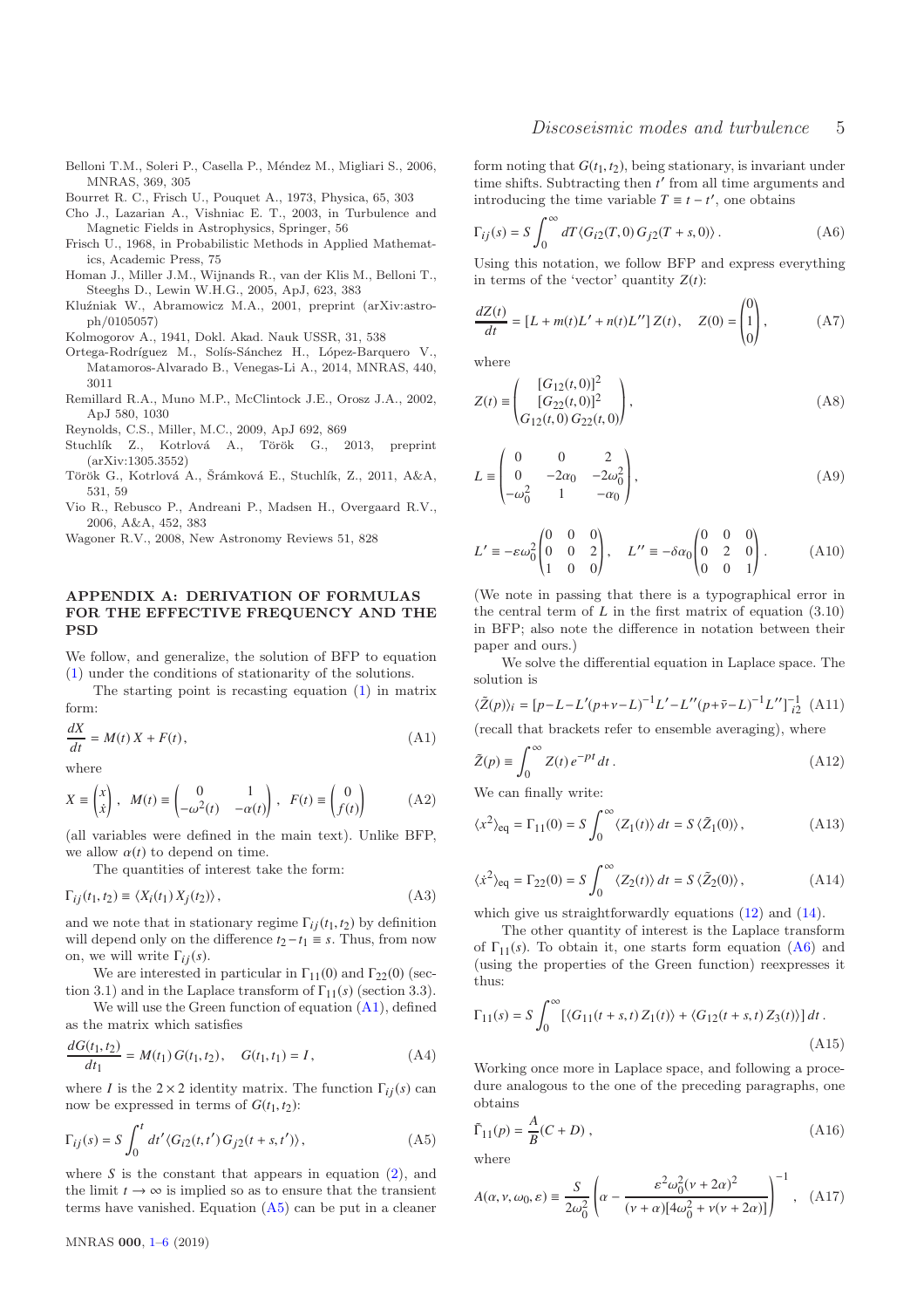Belloni T.M., Soleri P., Casella P., Méndez M., Migliari S., 2006, MNRAS, 369, 305

Bourret R. C., Frisch U., Pouquet A., 1973, Physica, 65, 303

Cho J., Lazarian A., Vishniac E. T., 2003, in Turbulence and Magnetic Fields in Astrophysics, Springer, 56

Frisch U., 1968, in Probabilistic Methods in Applied Mathematics, Academic Press, 75

Homan J., Miller J.M., Wijnands R., van der Klis M., Belloni T., Steeghs D., Lewin W.H.G., 2005, ApJ, 623, 383

Kluźniak W., Abramowicz M.A., 2001, preprint (arXiv:astro-ph/0105057)

Kolmogorov A., 1941, Dokl. Akad. Nauk USSR, 31, 538

Ortega-Rodríguez M., Solís-Sánchez H., López-Barquero V., Matamoros-Alvarado B., Venegas-Li A., 2014, MNRAS, 440, 3011

Remillard R.A., Muno M.P., McClintock J.E., Orosz J.A., 2002, ApJ 580, 1030

Reynolds, C.S., Miller, M.C., 2009, ApJ 692, 869

Stuchlík Z., Kotrlová A., Török G., 2013, preprint (arXiv:1305.3552)

Török G., Kotrlová A., Šrámková E., Stuchlík, Z., 2011, A&A, 531, 59

Vio R., Rebusco P., Andreani P., Madsen H., Overgaard R.V., 2006, A&A, 452, 383

Wagoner R.V., 2008, New Astronomy Reviews 51, 828

## APPENDIX A: DERIVATION OF FORMULAS FOR THE EFFECTIVE FREQUENCY AND THE PSD

We follow, and generalize, the solution of BFP to equation (1) under the conditions of stationarity of the solutions.

The starting point is recasting equation (1) in matrix form:

$$\frac{dX}{dt} = M(t)\,X + F(t), \tag{A1}$$

where

$$X \equiv \begin{pmatrix} x \\ \dot{x} \end{pmatrix}, \quad M(t) \equiv \begin{pmatrix} 0 & 1 \\ -\omega^2(t) & -\alpha(t) \end{pmatrix}, \quad F(t) \equiv \begin{pmatrix} 0 \\ f(t) \end{pmatrix} \tag{A2}$$

(all variables were defined in the main text). Unlike BFP, we allow $\alpha(t)$ to depend on time.

The quantities of interest take the form:

$$\Gamma_{ij}(t_1,t_2) \equiv \langle X_i(t_1)\,X_j(t_2)\rangle, \tag{A3}$$

and we note that in stationary regime $\Gamma_{ij}(t_1,t_2)$ by definition will depend only on the difference $t_2 - t_1 \equiv s$. Thus, from now on, we will write $\Gamma_{ij}(s)$.

We are interested in particular in $\Gamma_{11}(0)$ and $\Gamma_{22}(0)$ (section 3.1) and in the Laplace transform of $\Gamma_{11}(s)$ (section 3.3).

We will use the Green function of equation (A1), defined as the matrix which satisfies

$$\frac{dG(t_1,t_2)}{dt_1} = M(t_1)\,G(t_1,t_2), \quad G(t_1,t_1) = I, \tag{A4}$$

where $I$ is the $2\times 2$ identity matrix. The function $\Gamma_{ij}(s)$ can now be expressed in terms of $G(t_1,t_2)$:

$$\Gamma_{ij}(s) = S\int_0^t dt' \langle G_{i2}(t,t')\,G_{j2}(t+s,t')\rangle, \tag{A5}$$

where $S$ is the constant that appears in equation (2), and the limit $t\to\infty$ is implied so as to ensure that the transient terms have vanished. Equation (A5) can be put in a cleaner form noting that $G(t_1,t_2)$, being stationary, is invariant under time shifts. Subtracting then $t'$ from all time arguments and introducing the time variable $T \equiv t - t'$, one obtains

$$\Gamma_{ij}(s) = S\int_0^\infty dT \langle G_{i2}(T,0)\,G_{j2}(T+s,0)\rangle. \tag{A6}$$

Using this notation, we follow BFP and express everything in terms of the 'vector' quantity $Z(t)$:

$$\frac{dZ(t)}{dt} = \left[L + m(t)L' + n(t)L''\right] Z(t), \quad Z(0) = \begin{pmatrix} 0 \\ 1 \\ 0 \end{pmatrix}, \tag{A7}$$

where

$$Z(t) \equiv \begin{pmatrix} [G_{12}(t,0)]^2 \\ [G_{22}(t,0)]^2 \\ G_{12}(t,0)\,G_{22}(t,0) \end{pmatrix}, \tag{A8}$$

$$L \equiv \begin{pmatrix} 0 & 0 & 2 \\ 0 & -2\alpha_0 & -2\omega_0^2 \\ -\omega_0^2 & 1 & -\alpha_0 \end{pmatrix}, \tag{A9}$$

$$L' \equiv -\varepsilon\omega_0^2 \begin{pmatrix} 0 & 0 & 0 \\ 0 & 0 & 2 \\ 1 & 0 & 0 \end{pmatrix}, \quad L'' \equiv -\delta\alpha_0 \begin{pmatrix} 0 & 0 & 0 \\ 0 & 2 & 0 \\ 0 & 0 & 1 \end{pmatrix}. \tag{A10}$$

(We note in passing that there is a typographical error in the central term of $L$ in the first matrix of equation (3.10) in BFP; also note the difference in notation between their paper and ours.)

We solve the differential equation in Laplace space. The solution is

$$\langle \tilde{Z}(p)\rangle_i = \left[p - L - L'(p+\nu-L)^{-1}L' - L''(p+\bar{\nu}-L)^{-1}L''\right]^{-1}_{i2} \tag{A11}$$

(recall that brackets refer to ensemble averaging), where

$$\tilde{Z}(p) \equiv \int_0^\infty Z(t)\,e^{-pt}\,dt. \tag{A12}$$

We can finally write:

$$\langle x^2\rangle_{\rm eq} = \Gamma_{11}(0) = S\int_0^\infty \langle Z_1(t)\rangle\,dt = S\,\langle \tilde{Z}_1(0)\rangle, \tag{A13}$$

$$\langle \dot{x}^2\rangle_{\rm eq} = \Gamma_{22}(0) = S\int_0^\infty \langle Z_2(t)\rangle\,dt = S\,\langle \tilde{Z}_2(0)\rangle, \tag{A14}$$

which give us straightforwardly equations (12) and (14).

The other quantity of interest is the Laplace transform of $\Gamma_{11}(s)$. To obtain it, one starts form equation (A6) and (using the properties of the Green function) reexpresses it thus:

$$\Gamma_{11}(s) = S\int_0^\infty \left[\langle G_{11}(t+s,t)\,Z_1(t)\rangle + \langle G_{12}(t+s,t)\,Z_3(t)\rangle\right] dt. \tag{A15}$$

Working once more in Laplace space, and following a procedure analogous to the one of the preceding paragraphs, one obtains

$$\tilde{\Gamma}_{11}(p) = \frac{A}{B}(C+D), \tag{A16}$$

where

$$A(\alpha,\nu,\omega_0,\varepsilon) \equiv \frac{S}{2\omega_0^2}\left(\alpha - \frac{\varepsilon^2\omega_0^2(\nu+2\alpha)^2}{(\nu+\alpha)[4\omega_0^2+\nu(\nu+2\alpha)]}\right)^{-1}, \tag{A17}$$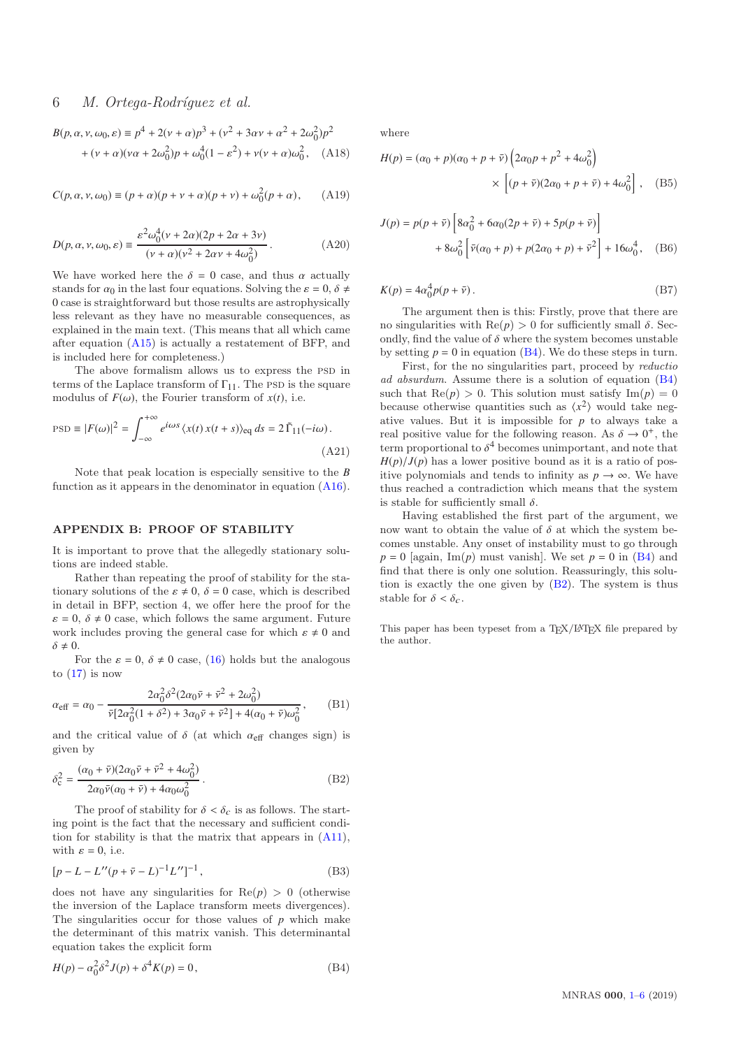$$B(p,\alpha,\nu,\omega_0,\varepsilon) \equiv p^4 + 2(\nu+\alpha)p^3 + (\nu^2+3\alpha\nu+\alpha^2+2\omega_0^2)p^2 + (\nu+\alpha)(\nu\alpha+2\omega_0^2)p + \omega_0^4(1-\varepsilon^2) + \nu(\nu+\alpha)\omega_0^2, \quad \text{(A18)}$$

$$C(p,\alpha,\nu,\omega_0) \equiv (p+\alpha)(p+\nu+\alpha)(p+\nu) + \omega_0^2(p+\alpha), \quad \text{(A19)}$$

$$D(p,\alpha,\nu,\omega_0,\varepsilon) \equiv \frac{\varepsilon^2\omega_0^4(\nu+2\alpha)(2p+2\alpha+3\nu)}{(\nu+\alpha)(\nu^2+2\alpha\nu+4\omega_0^2)}. \quad \text{(A20)}$$

We have worked here the $\delta = 0$ case, and thus $\alpha$ actually stands for $\alpha_0$ in the last four equations. Solving the $\varepsilon = 0$, $\delta \neq 0$ case is straightforward but those results are astrophysically less relevant as they have no measurable consequences, as explained in the main text. (This means that all which came after equation (A15) is actually a restatement of BFP, and is included here for completeness.)

The above formalism allows us to express the PSD in terms of the Laplace transform of $\Gamma_{11}$. The PSD is the square modulus of $F(\omega)$, the Fourier transform of $x(t)$, i.e.

$$\text{PSD} \equiv |F(\omega)|^2 = \int_{-\infty}^{+\infty} e^{i\omega s}\langle x(t)\,x(t+s)\rangle_{\text{eq}}\,ds = 2\,\bar{\Gamma}_{11}(-i\omega). \quad \text{(A21)}$$

Note that peak location is especially sensitive to the $B$ function as it appears in the denominator in equation (A16).

## APPENDIX B: PROOF OF STABILITY

It is important to prove that the allegedly stationary solutions are indeed stable.

Rather than repeating the proof of stability for the stationary solutions of the $\varepsilon \neq 0$, $\delta = 0$ case, which is described in detail in BFP, section 4, we offer here the proof for the $\varepsilon = 0$, $\delta \neq 0$ case, which follows the same argument. Future work includes proving the general case for which $\varepsilon \neq 0$ and $\delta \neq 0$.

For the $\varepsilon = 0$, $\delta \neq 0$ case, (16) holds but the analogous to (17) is now

$$\alpha_{\text{eff}} = \alpha_0 - \frac{2\alpha_0^2\delta^2(2\alpha_0\bar{\nu} + \bar{\nu}^2 + 2\omega_0^2)}{\bar{\nu}[2\alpha_0^2(1+\delta^2) + 3\alpha_0\bar{\nu} + \bar{\nu}^2] + 4(\alpha_0+\bar{\nu})\omega_0^2}, \quad \text{(B1)}$$

and the critical value of $\delta$ (at which $\alpha_{\text{eff}}$ changes sign) is given by

$$\delta_c^2 = \frac{(\alpha_0+\bar{\nu})(2\alpha_0\bar{\nu} + \bar{\nu}^2 + 4\omega_0^2)}{2\alpha_0\bar{\nu}(\alpha_0+\bar{\nu}) + 4\alpha_0\omega_0^2}. \quad \text{(B2)}$$

The proof of stability for $\delta < \delta_c$ is as follows. The starting point is the fact that the necessary and sufficient condition for stability is that the matrix that appears in (A11), with $\varepsilon = 0$, i.e.

$$[p - L - L''(p+\bar{\nu}-L)^{-1}L'']^{-1}, \quad \text{(B3)}$$

does not have any singularities for $\text{Re}(p) > 0$ (otherwise the inversion of the Laplace transform meets divergences). The singularities occur for those values of $p$ which make the determinant of this matrix vanish. This determinantal equation takes the explicit form

$$H(p) - \alpha_0^2\delta^2 J(p) + \delta^4 K(p) = 0, \quad \text{(B4)}$$

where

$$H(p) = (\alpha_0+p)(\alpha_0+p+\bar{\nu})\left(2\alpha_0 p + p^2 + 4\omega_0^2\right) \times \left[(p+\bar{\nu})(2\alpha_0+p+\bar{\nu}) + 4\omega_0^2\right], \quad \text{(B5)}$$

$$J(p) = p(p+\bar{\nu})\left[8\alpha_0^2 + 6\alpha_0(2p+\bar{\nu}) + 5p(p+\bar{\nu})\right] + 8\omega_0^2\left[\bar{\nu}(\alpha_0+p) + p(2\alpha_0+p) + \bar{\nu}^2\right] + 16\omega_0^4, \quad \text{(B6)}$$

$$K(p) = 4\alpha_0^4 p(p+\bar{\nu}). \quad \text{(B7)}$$

The argument then is this: Firstly, prove that there are no singularities with $\text{Re}(p) > 0$ for sufficiently small $\delta$. Secondly, find the value of $\delta$ where the system becomes unstable by setting $p = 0$ in equation (B4). We do these steps in turn.

First, for the no singularities part, proceed by *reductio ad absurdum*. Assume there is a solution of equation (B4) such that $\text{Re}(p) > 0$. This solution must satisfy $\text{Im}(p) = 0$ because otherwise quantities such as $\langle x^2\rangle$ would take negative values. But it is impossible for $p$ to always take a real positive value for the following reason. As $\delta \to 0^+$, the term proportional to $\delta^4$ becomes unimportant, and note that $H(p)/J(p)$ has a lower positive bound as it is a ratio of positive polynomials and tends to infinity as $p \to \infty$. We have thus reached a contradiction which means that the system is stable for sufficiently small $\delta$.

Having established the first part of the argument, we now want to obtain the value of $\delta$ at which the system becomes unstable. Any onset of instability must to go through $p = 0$ [again, $\text{Im}(p)$ must vanish]. We set $p = 0$ in (B4) and find that there is only one solution. Reassuringly, this solution is exactly the one given by (B2). The system is thus stable for $\delta < \delta_c$.

This paper has been typeset from a TEX/LATEX file prepared by the author.